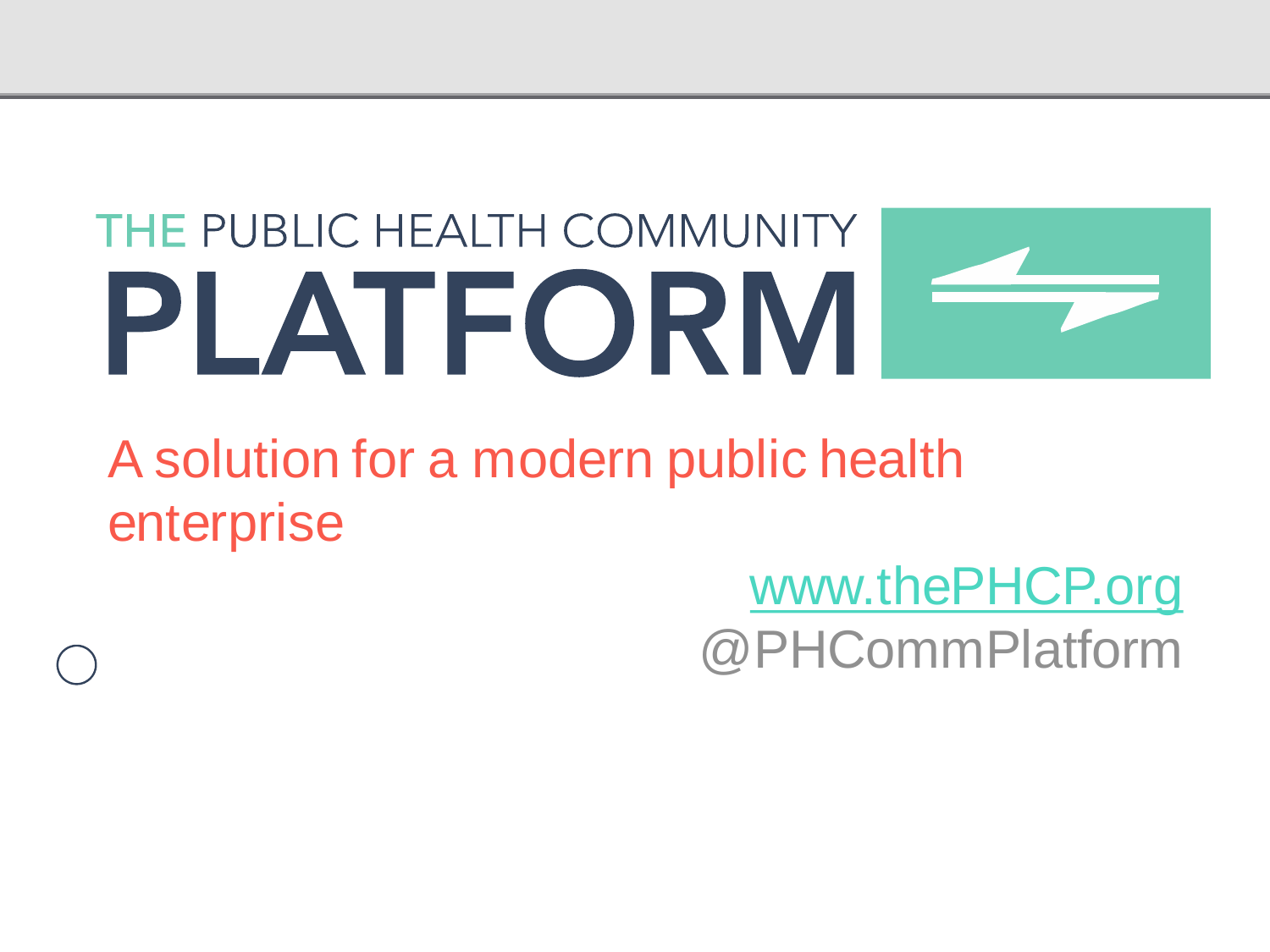# THE PUBLIC HEALTH COMMUNITY PLATFORM

A solution for a modern public health enterprise

www.thePHCP.org
@PHCommPlatform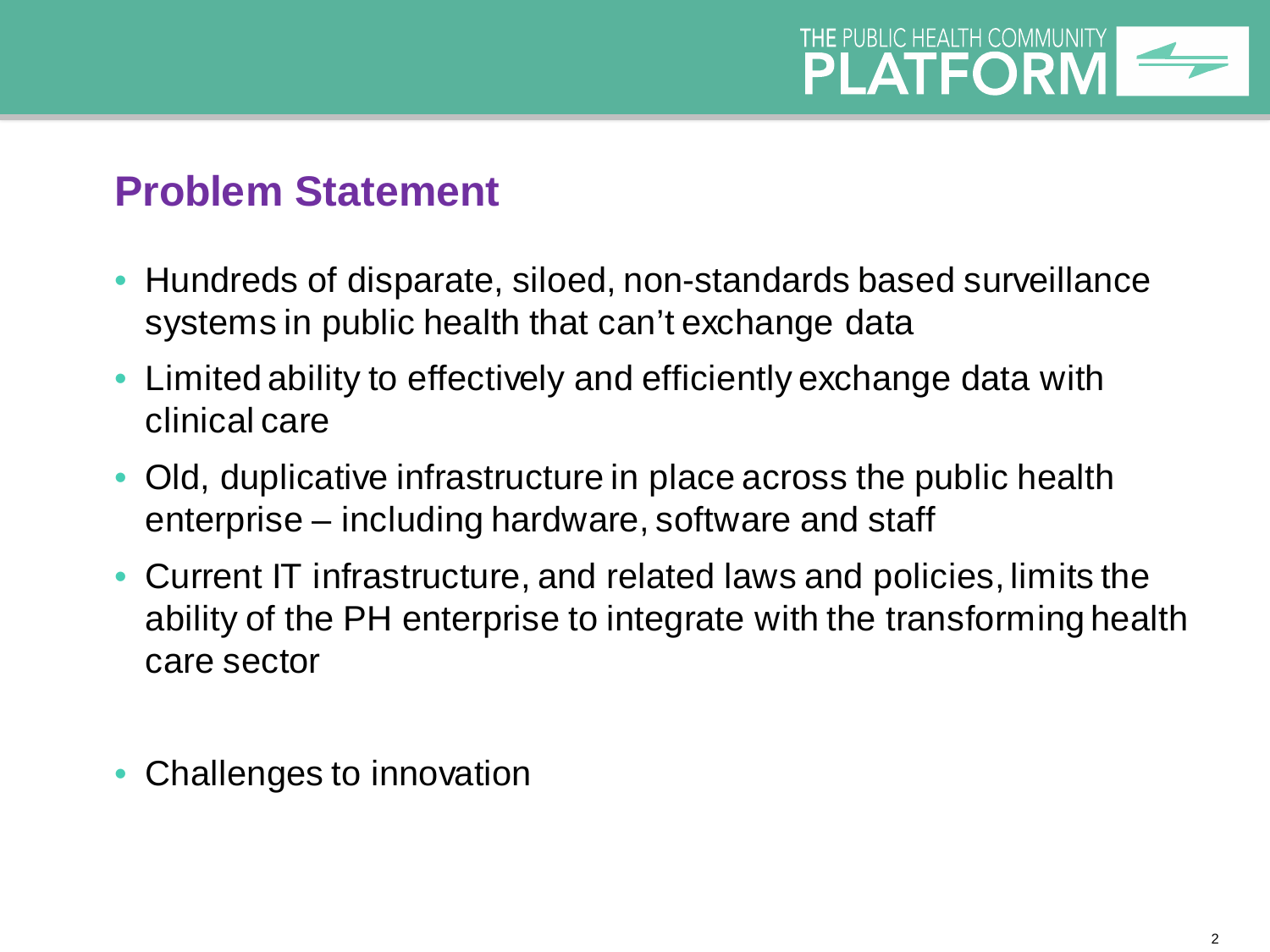## Problem Statement

- Hundreds of disparate, siloed, non-standards based surveillance systems in public health that can't exchange data
- Limited ability to effectively and efficiently exchange data with clinical care
- Old, duplicative infrastructure in place across the public health enterprise – including hardware, software and staff
- Current IT infrastructure, and related laws and policies, limits the ability of the PH enterprise to integrate with the transforming health care sector
- Challenges to innovation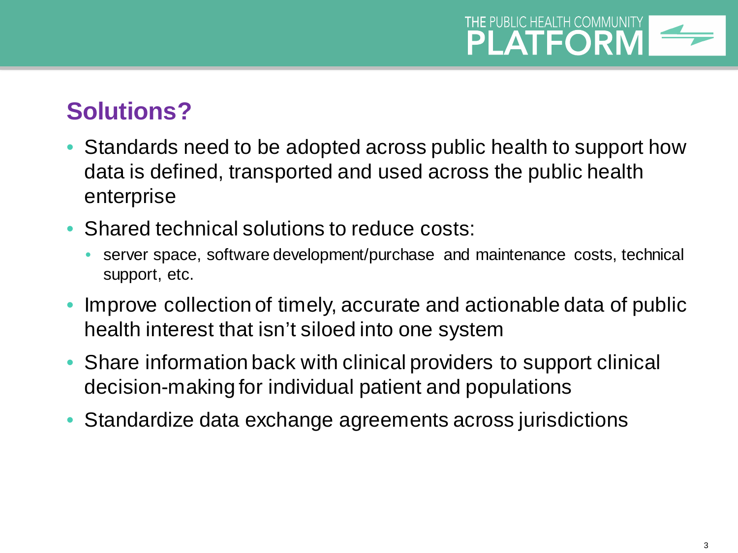## Solutions?

- Standards need to be adopted across public health to support how data is defined, transported and used across the public health enterprise
- Shared technical solutions to reduce costs:
  - server space, software development/purchase and maintenance costs, technical support, etc.
- Improve collection of timely, accurate and actionable data of public health interest that isn't siloed into one system
- Share information back with clinical providers to support clinical decision-making for individual patient and populations
- Standardize data exchange agreements across jurisdictions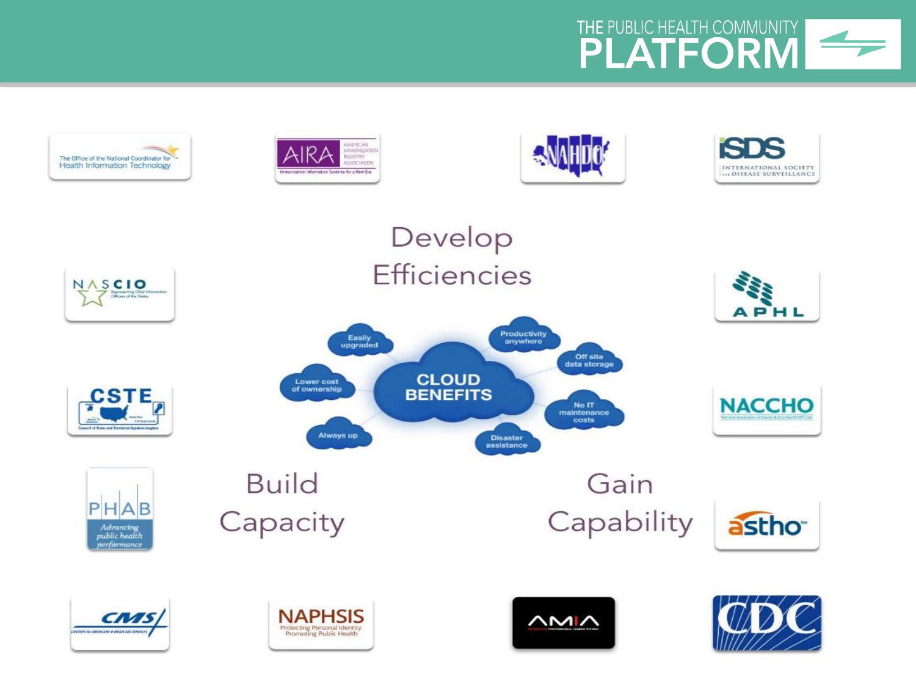THE PUBLIC HEALTH COMMUNITY PLATFORM

The Office of the National Coordinator for Health Information Technology

AIRA AMERICAN IMMUNIZATION REGISTRY ASSOCIATION Immunization Information Systems for a New Era

NAHDO

ISDS INTERNATIONAL SOCIETY FOR DISEASE SURVEILLANCE

Develop Efficiencies

NASCIO Representing Chief Information Officers of the States

APHL

CLOUD BENEFITS

- Easily upgraded
- Productivity anywhere
- Off site data storage
- Lower cost of ownership
- No IT maintenance costs
- Always up
- Disaster assistance

CSTE Council of State and Territorial Epidemiologists

NACCHO National Association of County & City Health Officials

PHAB Advancing public health performance

Build Capacity

Gain Capability

astho

CMS Centers for Medicare & Medicaid Services

NAPHSIS Protecting Personal Identity Promoting Public Health

AMIA

CDC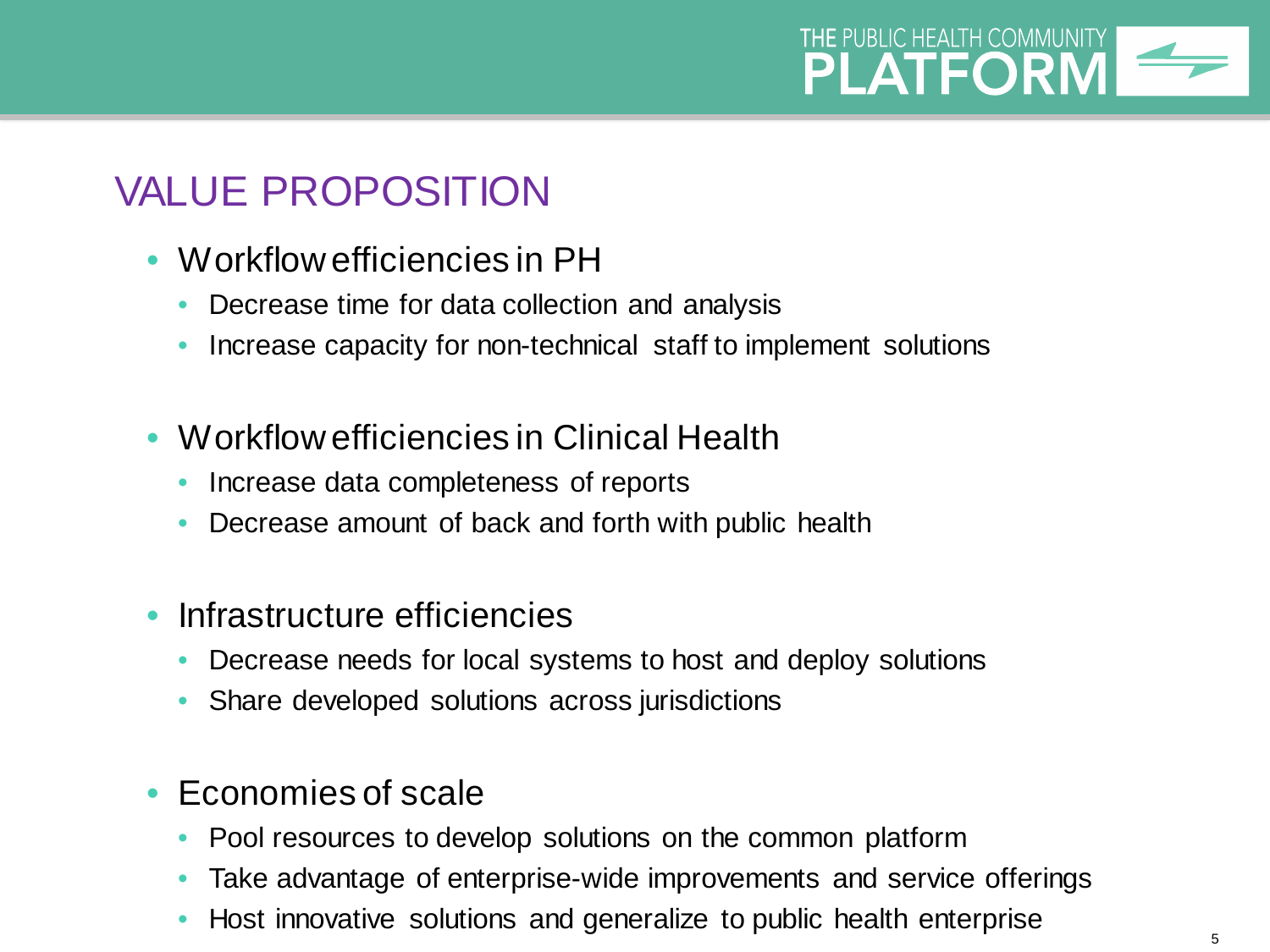# VALUE PROPOSITION

- Workflow efficiencies in PH
  - Decrease time for data collection and analysis
  - Increase capacity for non-technical staff to implement solutions
- Workflow efficiencies in Clinical Health
  - Increase data completeness of reports
  - Decrease amount of back and forth with public health
- Infrastructure efficiencies
  - Decrease needs for local systems to host and deploy solutions
  - Share developed solutions across jurisdictions
- Economies of scale
  - Pool resources to develop solutions on the common platform
  - Take advantage of enterprise-wide improvements and service offerings
  - Host innovative solutions and generalize to public health enterprise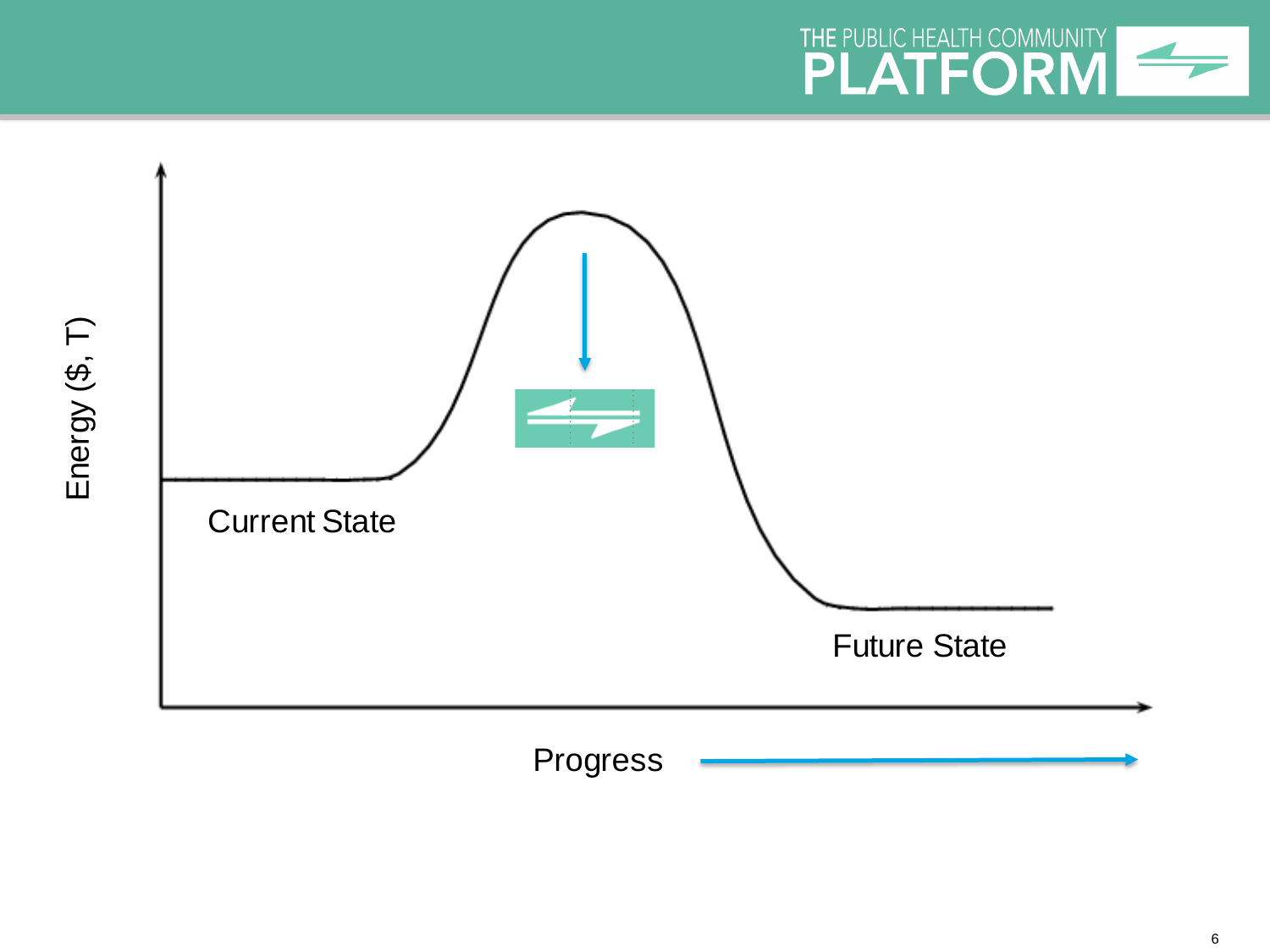Energy ($, T)

Current State

Future State

Progress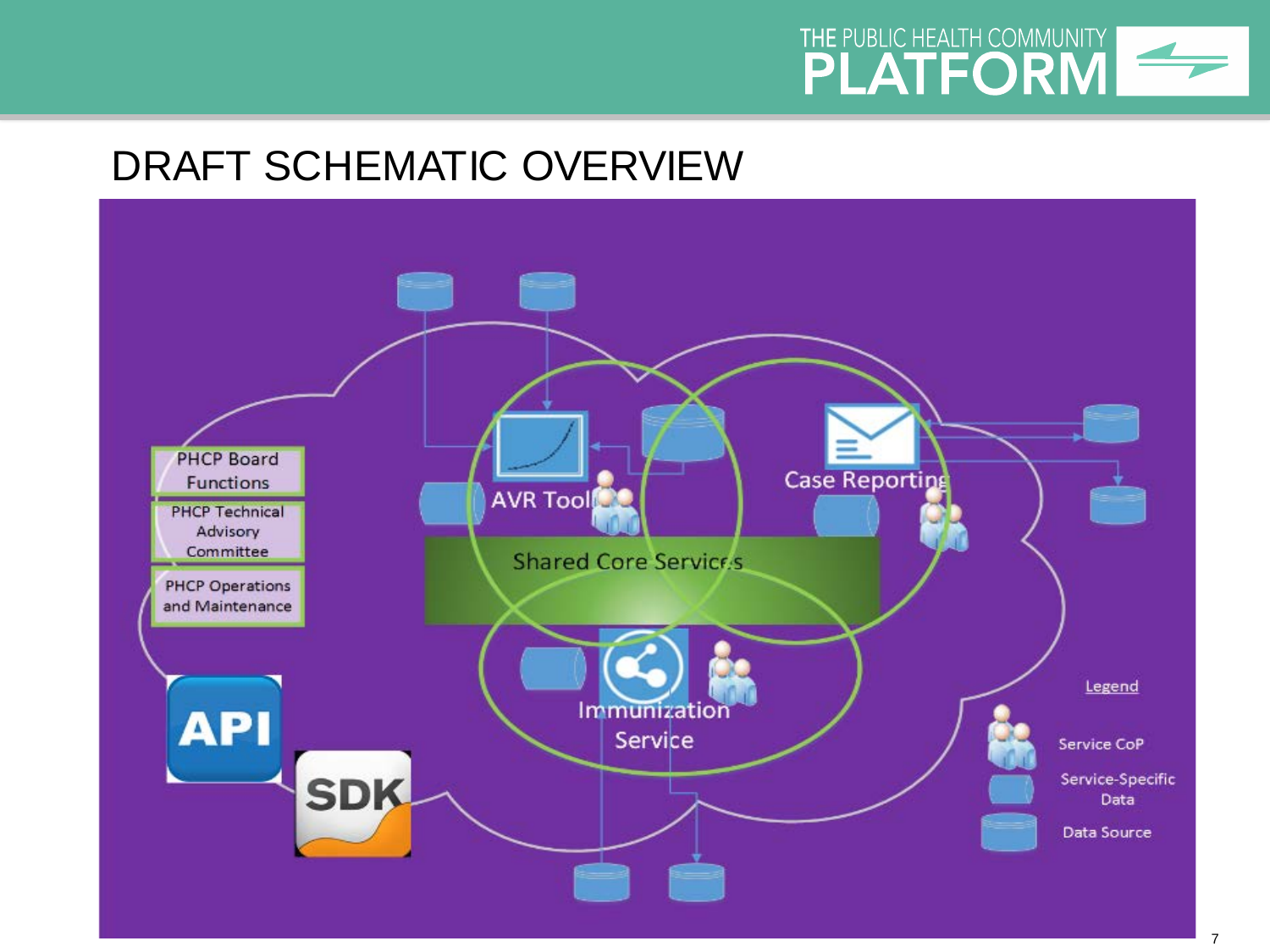# DRAFT SCHEMATIC OVERVIEW

PHCP Board Functions

PHCP Technical Advisory Committee

PHCP Operations and Maintenance

AVR Tool

Case Reporting

Shared Core Services

Immunization Service

API

SDK

Legend

Service CoP

Service-Specific Data

Data Source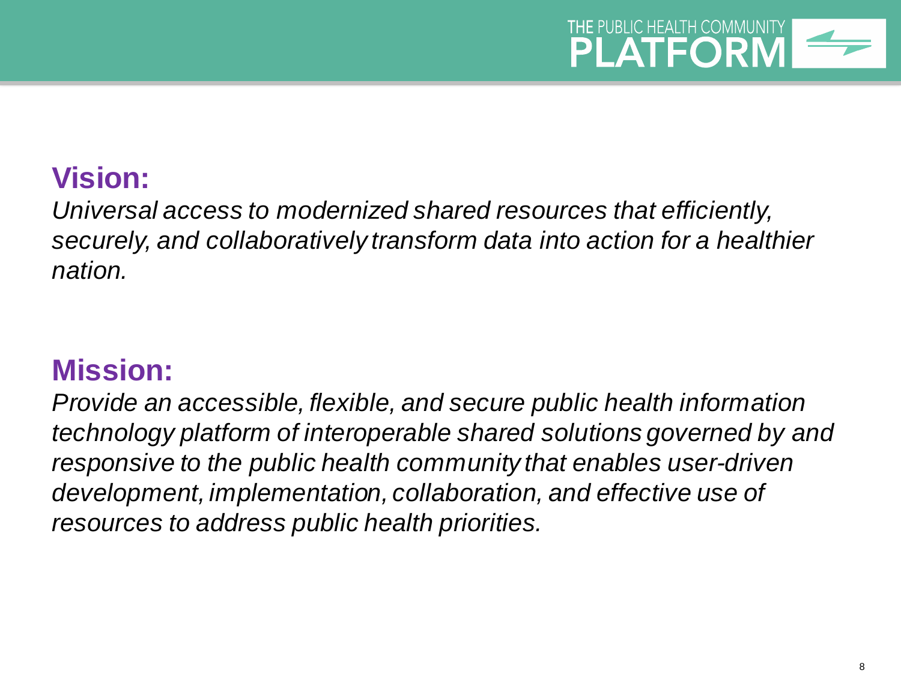## Vision:

*Universal access to modernized shared resources that efficiently, securely, and collaboratively transform data into action for a healthier nation.*

## Mission:

*Provide an accessible, flexible, and secure public health information technology platform of interoperable shared solutions governed by and responsive to the public health community that enables user-driven development, implementation, collaboration, and effective use of resources to address public health priorities.*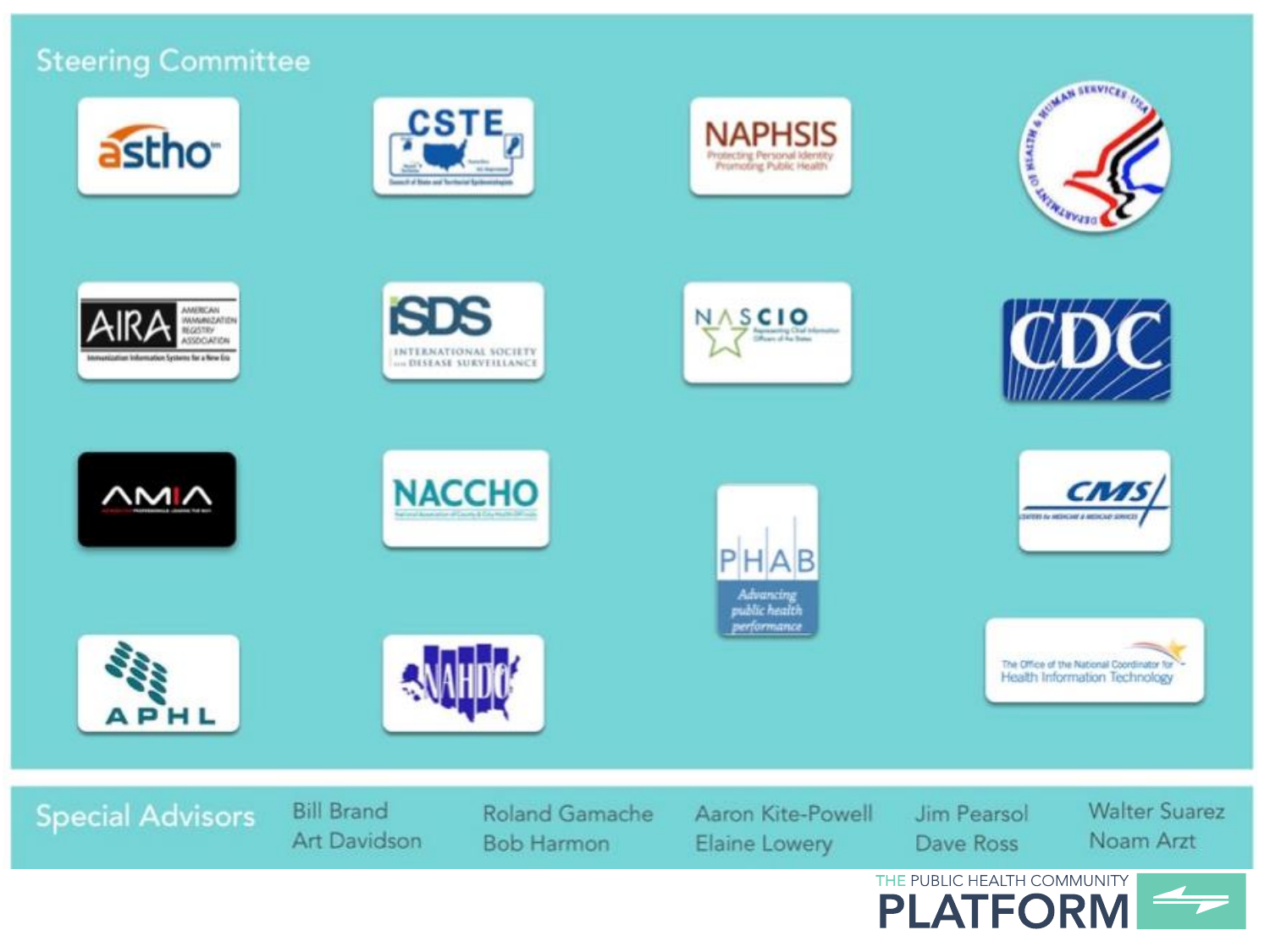## Steering Committee

- astho
- CSTE — Council of State and Territorial Epidemiologists
- NAPHSIS — Protecting Personal Identity, Promoting Public Health
- Department of Health & Human Services USA
- AIRA — American Immunization Registry Association — Immunization Information Systems for a New Era
- ISDS — International Society for Disease Surveillance
- NASCIO — Representing Chief Information Officers of the States
- CDC
- AMIA
- NACCHO — National Association of County & City Health Officials
- PHAB — Advancing public health performance
- CMS — Centers for Medicare & Medicaid Services
- APHL
- NAHDO
- The Office of the National Coordinator for Health Information Technology

## Special Advisors

Bill Brand
Art Davidson
Roland Gamache
Bob Harmon
Aaron Kite-Powell
Elaine Lowery
Jim Pearsol
Dave Ross
Walter Suarez
Noam Arzt

THE PUBLIC HEALTH COMMUNITY
PLATFORM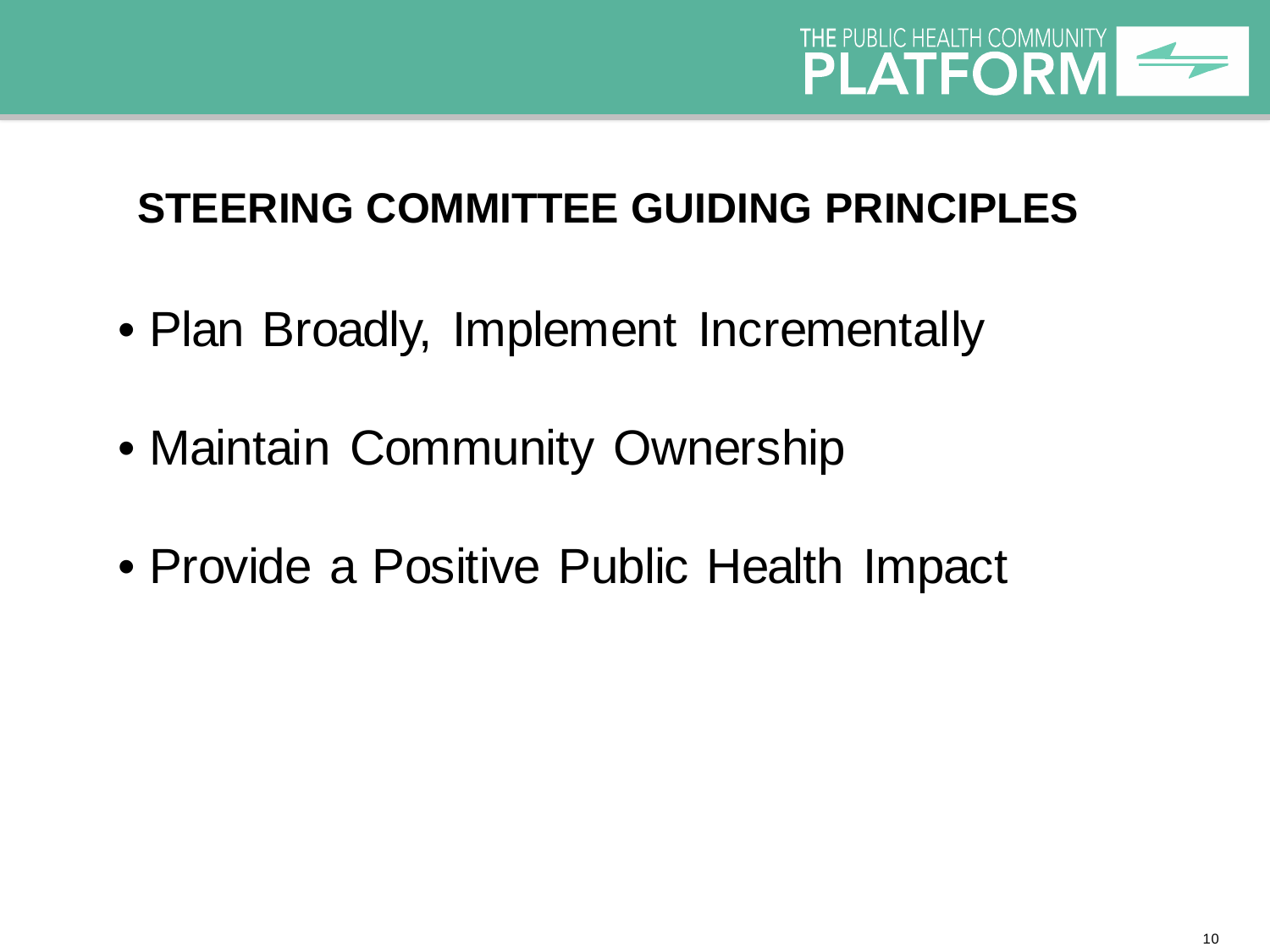## STEERING COMMITTEE GUIDING PRINCIPLES

- Plan Broadly, Implement Incrementally
- Maintain Community Ownership
- Provide a Positive Public Health Impact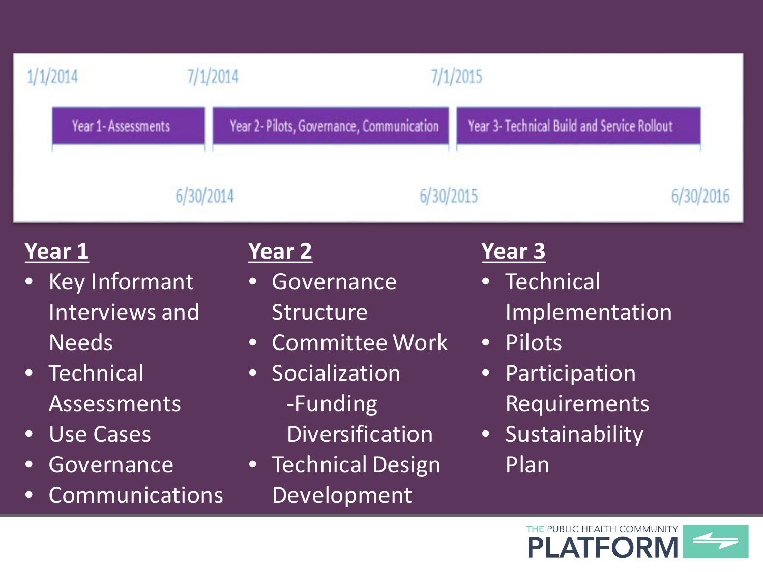| 1/1/2014 | 7/1/2014 | 7/1/2015 |
| --- | --- | --- |
| Year 1 - Assessments | Year 2 - Pilots, Governance, Communication | Year 3 - Technical Build and Service Rollout |
| 6/30/2014 | 6/30/2015 | 6/30/2016 |

**Year 1**

- Key Informant Interviews and Needs
- Technical Assessments
- Use Cases
- Governance
- Communications

**Year 2**

- Governance Structure
- Committee Work
- Socialization
  - -Funding Diversification
- Technical Design Development

**Year 3**

- Technical Implementation
- Pilots
- Participation Requirements
- Sustainability Plan

THE PUBLIC HEALTH COMMUNITY PLATFORM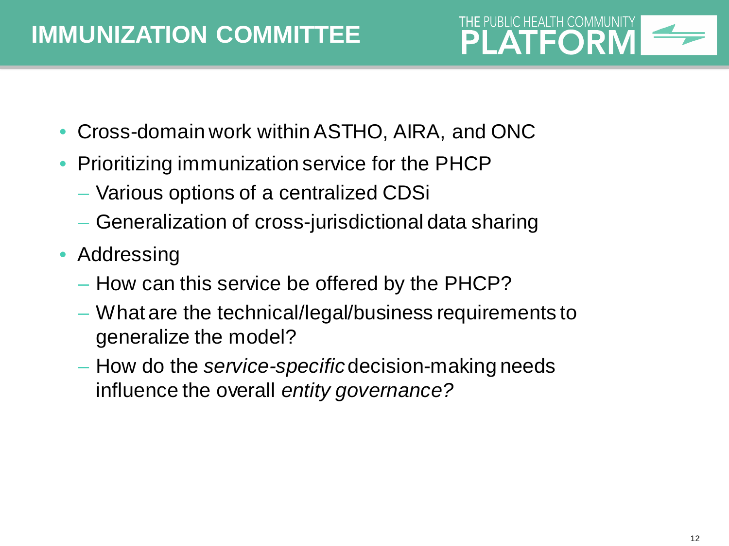# IMMUNIZATION COMMITTEE

THE PUBLIC HEALTH COMMUNITY **PLATFORM**

- Cross-domain work within ASTHO, AIRA, and ONC
- Prioritizing immunization service for the PHCP
  - Various options of a centralized CDSi
  - Generalization of cross-jurisdictional data sharing
- Addressing
  - How can this service be offered by the PHCP?
  - What are the technical/legal/business requirements to generalize the model?
  - How do the *service-specific* decision-making needs influence the overall *entity governance?*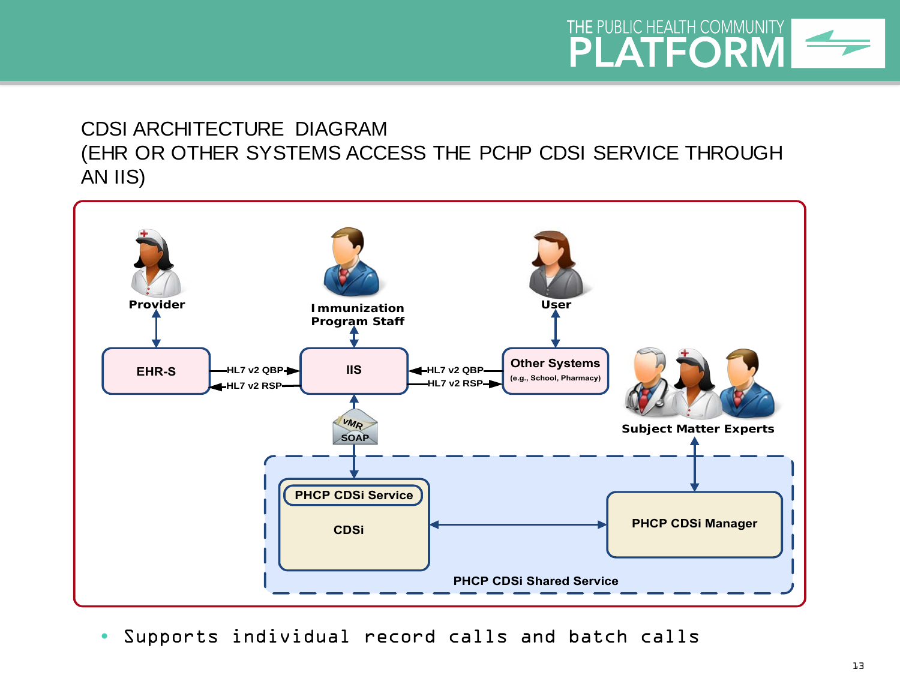# CDSI ARCHITECTURE DIAGRAM (EHR OR OTHER SYSTEMS ACCESS THE PCHP CDSI SERVICE THROUGH AN IIS)

Provider

Immunization Program Staff

User

EHR-S

HL7 v2 QBP

HL7 v2 RSP

IIS

HL7 v2 QBP

HL7 v2 RSP

Other Systems (e.g., School, Pharmacy)

Subject Matter Experts

VMR SOAP

PHCP CDSi Service

CDSi

PHCP CDSi Manager

PHCP CDSi Shared Service

- Supports individual record calls and batch calls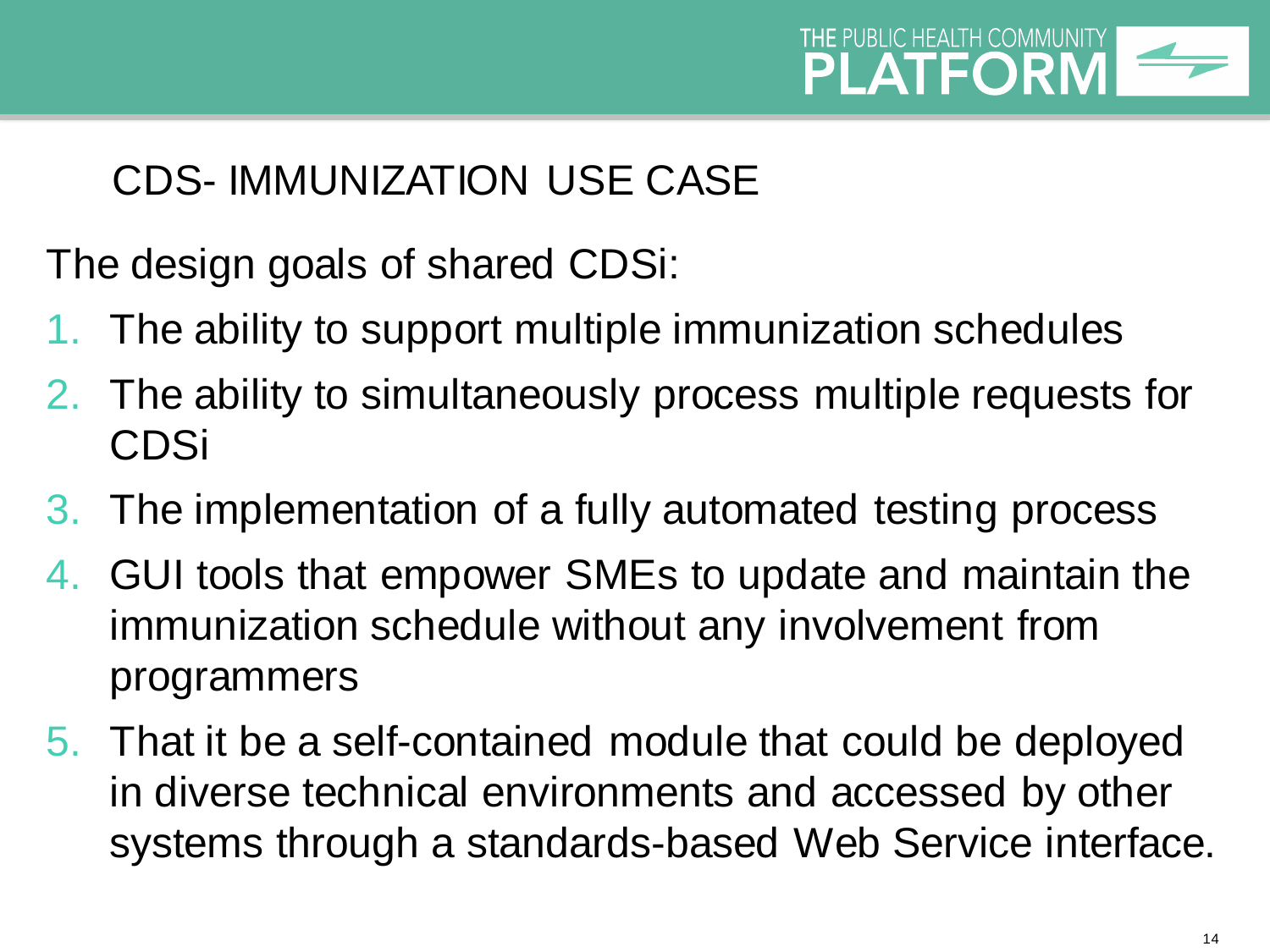## CDS- IMMUNIZATION USE CASE

The design goals of shared CDSi:

1. The ability to support multiple immunization schedules
2. The ability to simultaneously process multiple requests for CDSi
3. The implementation of a fully automated testing process
4. GUI tools that empower SMEs to update and maintain the immunization schedule without any involvement from programmers
5. That it be a self-contained module that could be deployed in diverse technical environments and accessed by other systems through a standards-based Web Service interface.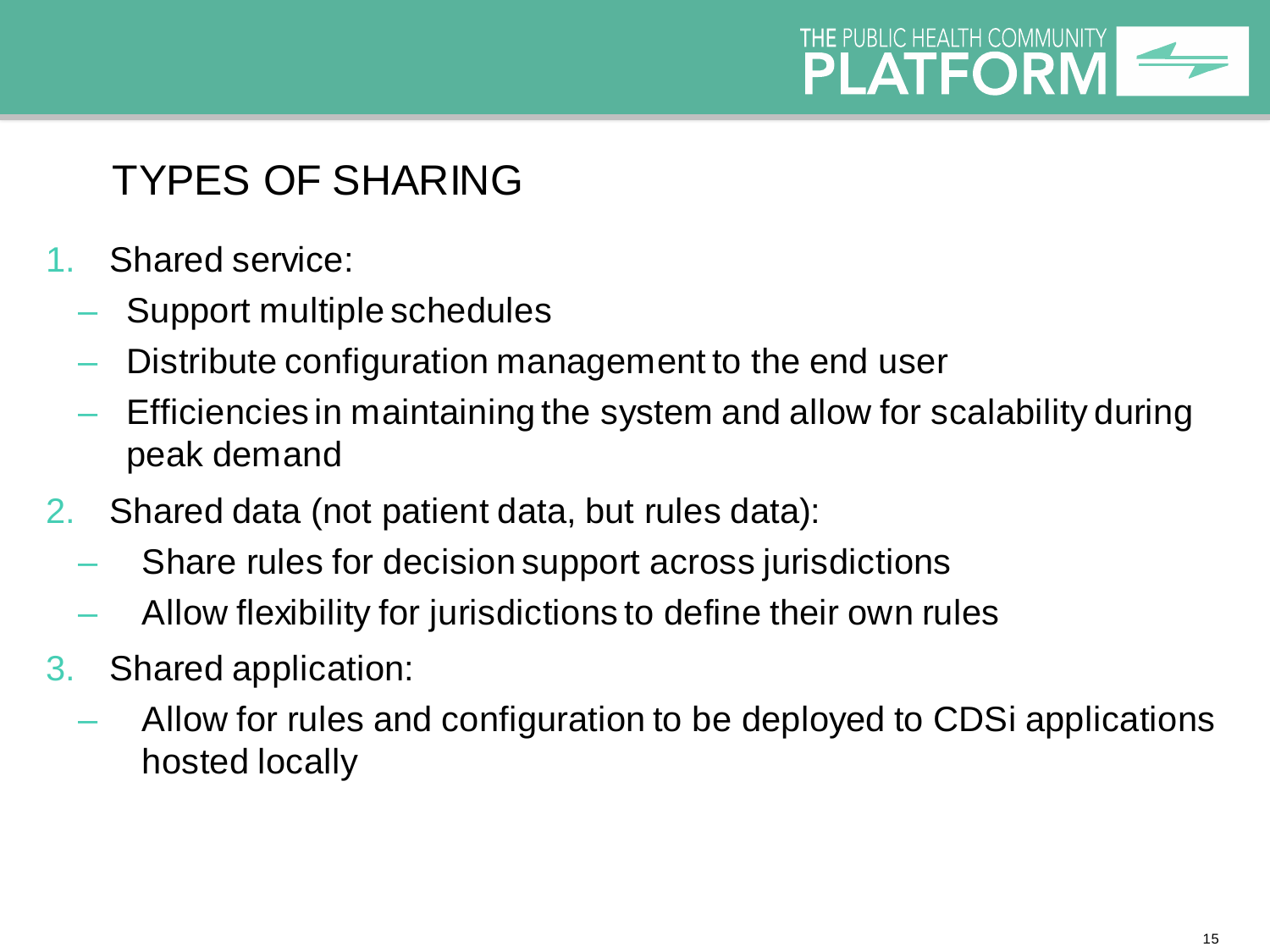# TYPES OF SHARING

1. Shared service:
   - Support multiple schedules
   - Distribute configuration management to the end user
   - Efficiencies in maintaining the system and allow for scalability during peak demand
2. Shared data (not patient data, but rules data):
   - Share rules for decision support across jurisdictions
   - Allow flexibility for jurisdictions to define their own rules
3. Shared application:
   - Allow for rules and configuration to be deployed to CDSi applications hosted locally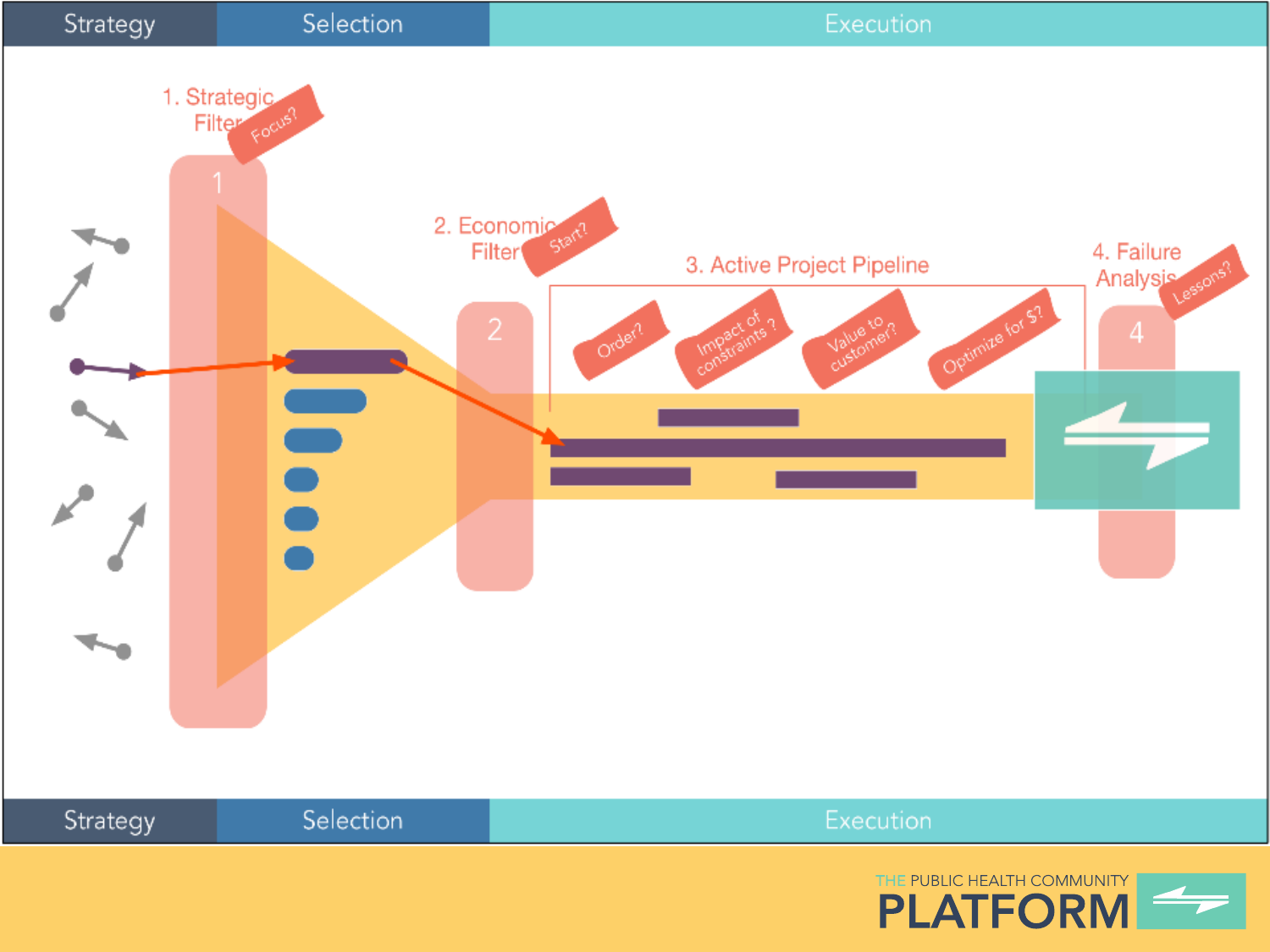| Strategy | Selection | Execution |
| --- | --- | --- |

1. Strategic Filter — Focus?

2. Economic Filter — Start?

3. Active Project Pipeline — Order? Impact of constraints? Value to customer? Optimize for $?

4. Failure Analysis — Lessons?

| Strategy | Selection | Execution |
| --- | --- | --- |

THE PUBLIC HEALTH COMMUNITY PLATFORM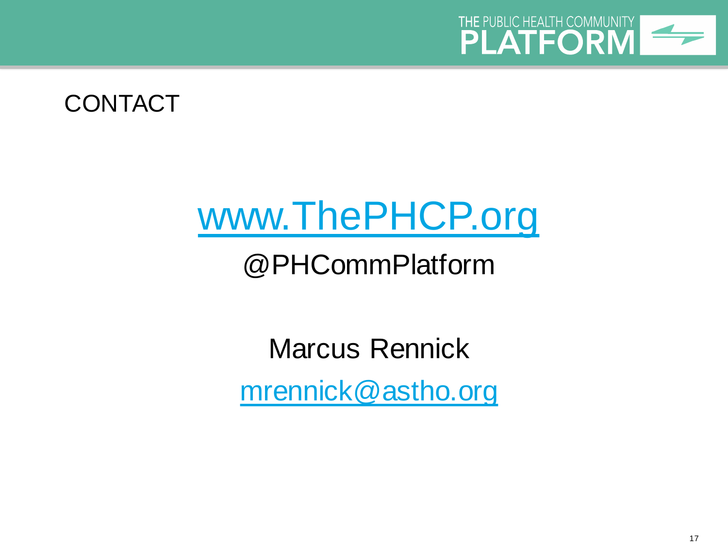THE PUBLIC HEALTH COMMUNITY PLATFORM

# CONTACT

www.ThePHCP.org

@PHCommPlatform

Marcus Rennick

mrennick@astho.org